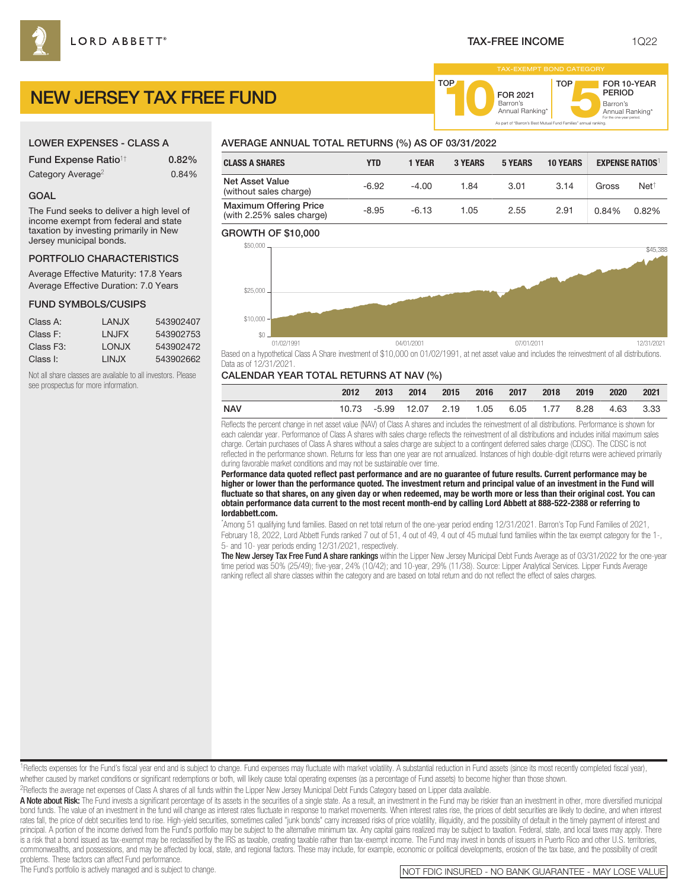LORD ABBETT®

TAX-FREE INCOME

1Q22

# NEW JERSEY TAX FREE FUND

TAX-EXEMPT BOND CATEGORY

TOP 10 FOR 2021 Barron's Annual Ranking*

TOP 5 FOR 10-YEAR PERIOD Barron's Annual Ranking* For the one-year period.

As part of "Barron's Best Mutual Fund Families" annual ranking.

## LOWER EXPENSES - CLASS A

| | |
|---|---|
| Fund Expense Ratio[1†] | 0.82% |
| Category Average[2] | 0.84% |

## GOAL

The Fund seeks to deliver a high level of income exempt from federal and state taxation by investing primarily in New Jersey municipal bonds.

## PORTFOLIO CHARACTERISTICS

Average Effective Maturity: 17.8 Years
Average Effective Duration: 7.0 Years

## FUND SYMBOLS/CUSIPS

| | | |
|---|---|---|
| Class A: | LANJX | 543902407 |
| Class F: | LNJFX | 543902753 |
| Class F3: | LONJX | 543902472 |
| Class I: | LINJX | 543902662 |

Not all share classes are available to all investors. Please see prospectus for more information.

## AVERAGE ANNUAL TOTAL RETURNS (%) AS OF 03/31/2022

| CLASS A SHARES | YTD | 1 YEAR | 3 YEARS | 5 YEARS | 10 YEARS | EXPENSE RATIOS[1] | |
|---|---|---|---|---|---|---|---|
| | | | | | | Gross | Net[†] |
| Net Asset Value (without sales charge) | -6.92 | -4.00 | 1.84 | 3.01 | 3.14 | 0.84% | 0.82% |
| Maximum Offering Price (with 2.25% sales charge) | -8.95 | -6.13 | 1.05 | 2.55 | 2.91 | | |

## GROWTH OF $10,000

$45,388

Based on a hypothetical Class A Share investment of $10,000 on 01/02/1991, at net asset value and includes the reinvestment of all distributions. Data as of 12/31/2021.

## CALENDAR YEAR TOTAL RETURNS AT NAV (%)

| | 2012 | 2013 | 2014 | 2015 | 2016 | 2017 | 2018 | 2019 | 2020 | 2021 |
|---|---|---|---|---|---|---|---|---|---|---|
| NAV | 10.73 | -5.99 | 12.07 | 2.19 | 1.05 | 6.05 | 1.77 | 8.28 | 4.63 | 3.33 |

Reflects the percent change in net asset value (NAV) of Class A shares and includes the reinvestment of all distributions. Performance is shown for each calendar year. Performance of Class A shares with sales charge reflects the reinvestment of all distributions and includes initial maximum sales charge. Certain purchases of Class A shares without a sales charge are subject to a contingent deferred sales charge (CDSC). The CDSC is not reflected in the performance shown. Returns for less than one year are not annualized. Instances of high double-digit returns were achieved primarily during favorable market conditions and may not be sustainable over time.

**Performance data quoted reflect past performance and are no guarantee of future results. Current performance may be higher or lower than the performance quoted. The investment return and principal value of an investment in the Fund will fluctuate so that shares, on any given day or when redeemed, may be worth more or less than their original cost. You can obtain performance data current to the most recent month-end by calling Lord Abbett at 888-522-2388 or referring to lordabbett.com.**

*Among 51 qualifying fund families. Based on net total return of the one-year period ending 12/31/2021. Barron's Top Fund Families of 2021, February 18, 2022, Lord Abbett Funds ranked 7 out of 51, 4 out of 49, 4 out of 45 mutual fund families within the tax exempt category for the 1-, 5- and 10- year periods ending 12/31/2021, respectively.

**The New Jersey Tax Free Fund A share rankings** within the Lipper New Jersey Municipal Debt Funds Average as of 03/31/2022 for the one-year time period was 50% (25/49); five-year, 24% (10/42); and 10-year, 29% (11/38). Source: Lipper Analytical Services. Lipper Funds Average ranking reflect all share classes within the category and are based on total return and do not reflect the effect of sales charges.

[1]Reflects expenses for the Fund's fiscal year end and is subject to change. Fund expenses may fluctuate with market volatility. A substantial reduction in Fund assets (since its most recently completed fiscal year), whether caused by market conditions or significant redemptions or both, will likely cause total operating expenses (as a percentage of Fund assets) to become higher than those shown.

[2]Reflects the average net expenses of Class A shares of all funds within the Lipper New Jersey Municipal Debt Funds Category based on Lipper data available.

**A Note about Risk:** The Fund invests a significant percentage of its assets in the securities of a single state. As a result, an investment in the Fund may be riskier than an investment in other, more diversified municipal bond funds. The value of an investment in the fund will change as interest rates fluctuate in response to market movements. When interest rates rise, the prices of debt securities are likely to decline, and when interest rates fall, the price of debt securities tend to rise. High-yield securities, sometimes called "junk bonds" carry increased risks of price volatility, illiquidity, and the possibility of default in the timely payment of interest and principal. A portion of the income derived from the Fund's portfolio may be subject to the alternative minimum tax. Any capital gains realized may be subject to taxation. Federal, state, and local taxes may apply. There is a risk that a bond issued as tax-exempt may be reclassified by the IRS as taxable, creating taxable rather than tax-exempt income. The Fund may invest in bonds of issuers in Puerto Rico and other U.S. territories, commonwealths, and possessions, and may be affected by local, state, and regional factors. These may include, for example, economic or political developments, erosion of the tax base, and the possibility of credit problems. These factors can affect Fund performance.

The Fund's portfolio is actively managed and is subject to change.

NOT FDIC INSURED - NO BANK GUARANTEE - MAY LOSE VALUE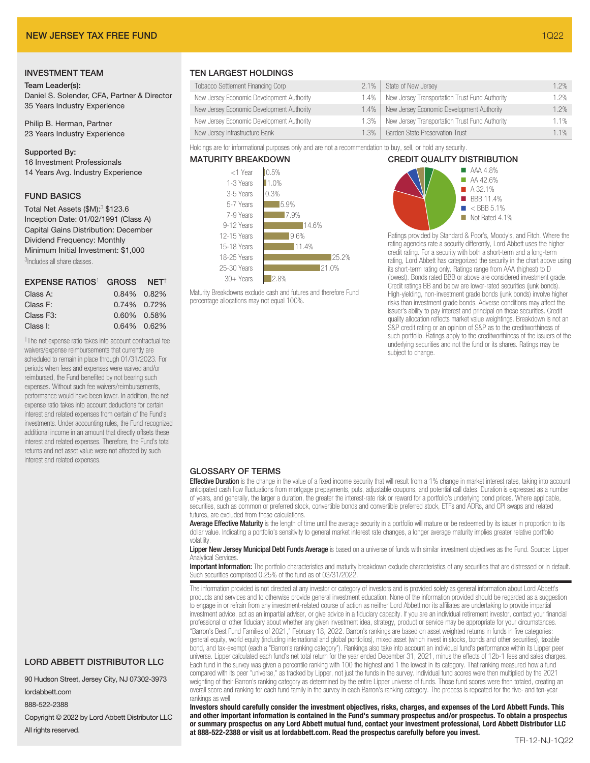## INVESTMENT TEAM

**Team Leader(s):**

Daniel S. Solender, CFA, Partner & Director
35 Years Industry Experience

Philip B. Herman, Partner
23 Years Industry Experience

**Supported By:**
16 Investment Professionals
14 Years Avg. Industry Experience

## FUND BASICS

Total Net Assets ($M):[3] $123.6
Inception Date: 01/02/1991 (Class A)
Capital Gains Distribution: December
Dividend Frequency: Monthly
Minimum Initial Investment: $1,000

[3]Includes all share classes.

| EXPENSE RATIOS[†] | GROSS | NET[†] |
|---|---|---|
| Class A: | 0.84% | 0.82% |
| Class F: | 0.74% | 0.72% |
| Class F3: | 0.60% | 0.58% |
| Class I: | 0.64% | 0.62% |

[†]The net expense ratio takes into account contractual fee waivers/expense reimbursements that currently are scheduled to remain in place through 01/31/2023. For periods when fees and expenses were waived and/or reimbursed, the Fund benefited by not bearing such expenses. Without such fee waivers/reimbursements, performance would have been lower. In addition, the net expense ratio takes into account deductions for certain interest and related expenses from certain of the Fund's investments. Under accounting rules, the Fund recognized additional income in an amount that directly offsets these interest and related expenses. Therefore, the Fund's total returns and net asset value were not affected by such interest and related expenses.

## TEN LARGEST HOLDINGS

| | | | |
|---|---|---|---|
| Tobacco Settlement Financing Corp | 2.1% | State of New Jersey | 1.2% |
| New Jersey Economic Development Authority | 1.4% | New Jersey Transportation Trust Fund Authority | 1.2% |
| New Jersey Economic Development Authority | 1.4% | New Jersey Economic Development Authority | 1.2% |
| New Jersey Economic Development Authority | 1.3% | New Jersey Transportation Trust Fund Authority | 1.1% |
| New Jersey Infrastructure Bank | 1.3% | Garden State Preservation Trust | 1.1% |

Holdings are for informational purposes only and are not a recommendation to buy, sell, or hold any security.

## MATURITY BREAKDOWN

<1 Year 0.5%
1-3 Years 1.0%
3-5 Years 0.3%
5-7 Years 5.9%
7-9 Years 7.9%
9-12 Years 14.6%
12-15 Years 9.6%
15-18 Years 11.4%
18-25 Years 25.2%
25-30 Years 21.0%
30+ Years 2.8%

Maturity Breakdowns exclude cash and futures and therefore Fund percentage allocations may not equal 100%.

## CREDIT QUALITY DISTRIBUTION

AAA 4.8%
AA 42.6%
A 32.1%
BBB 11.4%
< BBB 5.1%
Not Rated 4.1%

Ratings provided by Standard & Poor's, Moody's, and Fitch. Where the rating agencies rate a security differently, Lord Abbett uses the higher credit rating. For a security with both a short-term and a long-term rating, Lord Abbett has categorized the security in the chart above using its short-term rating only. Ratings range from AAA (highest) to D (lowest). Bonds rated BBB or above are considered investment grade. Credit ratings BB and below are lower-rated securities (junk bonds). High-yielding, non-investment grade bonds (junk bonds) involve higher risks than investment grade bonds. Adverse conditions may affect the issuer's ability to pay interest and principal on these securities. Credit quality allocation reflects market value weightings. Breakdown is not an S&P credit rating or an opinion of S&P as to the creditworthiness of such portfolio. Ratings apply to the creditworthiness of the issuers of the underlying securities and not the fund or its shares. Ratings may be subject to change.

## GLOSSARY OF TERMS

**Effective Duration** is the change in the value of a fixed income security that will result from a 1% change in market interest rates, taking into account anticipated cash flow fluctuations from mortgage prepayments, puts, adjustable coupons, and potential call dates. Duration is expressed as a number of years, and generally, the larger a duration, the greater the interest-rate risk or reward for a portfolio's underlying bond prices. Where applicable, securities, such as common or preferred stock, convertible bonds and convertible preferred stock, ETFs and ADRs, and CPI swaps and related futures, are excluded from these calculations.

**Average Effective Maturity** is the length of time until the average security in a portfolio will mature or be redeemed by its issuer in proportion to its dollar value. Indicating a portfolio's sensitivity to general market interest rate changes, a longer average maturity implies greater relative portfolio volatility.

**Lipper New Jersey Municipal Debt Funds Average** is based on a universe of funds with similar investment objectives as the Fund. Source: Lipper Analytical Services.

**Important Information:** The portfolio characteristics and maturity breakdown exclude characteristics of any securities that are distressed or in default. Such securities comprised 0.25% of the fund as of 03/31/2022.

The information provided is not directed at any investor or category of investors and is provided solely as general information about Lord Abbett's products and services and to otherwise provide general investment education. None of the information provided should be regarded as a suggestion to engage in or refrain from any investment-related course of action as neither Lord Abbett nor its affiliates are undertaking to provide impartial investment advice, act as an impartial adviser, or give advice in a fiduciary capacity. If you are an individual retirement investor, contact your financial professional or other fiduciary about whether any given investment idea, strategy, product or service may be appropriate for your circumstances.

"Barron's Best Fund Families of 2021," February 18, 2022. Barron's rankings are based on asset weighted returns in funds in five categories: general equity, world equity (including international and global portfolios), mixed asset (which invest in stocks, bonds and other securities), taxable bond, and tax-exempt (each a "Barron's ranking category"). Rankings also take into account an individual fund's performance within its Lipper peer universe. Lipper calculated each fund's net total return for the year ended December 31, 2021, minus the effects of 12b-1 fees and sales charges. Each fund in the survey was given a percentile ranking with 100 the highest and 1 the lowest in its category. That ranking measured how a fund compared with its peer "universe," as tracked by Lipper, not just the funds in the survey. Individual fund scores were then multiplied by the 2021 weighting of their Barron's ranking category as determined by the entire Lipper universe of funds. Those fund scores were then totaled, creating an overall score and ranking for each fund family in the survey in each Barron's ranking category. The process is repeated for the five- and ten-year rankings as well.

**Investors should carefully consider the investment objectives, risks, charges, and expenses of the Lord Abbett Funds. This and other important information is contained in the Fund's summary prospectus and/or prospectus. To obtain a prospectus or summary prospectus on any Lord Abbett mutual fund, contact your investment professional, Lord Abbett Distributor LLC at 888-522-2388 or visit us at lordabbett.com. Read the prospectus carefully before you invest.**

## LORD ABBETT DISTRIBUTOR LLC

90 Hudson Street, Jersey City, NJ 07302-3973

lordabbett.com

888-522-2388

Copyright © 2022 by Lord Abbett Distributor LLC

All rights reserved.

TFI-12-NJ-1Q22